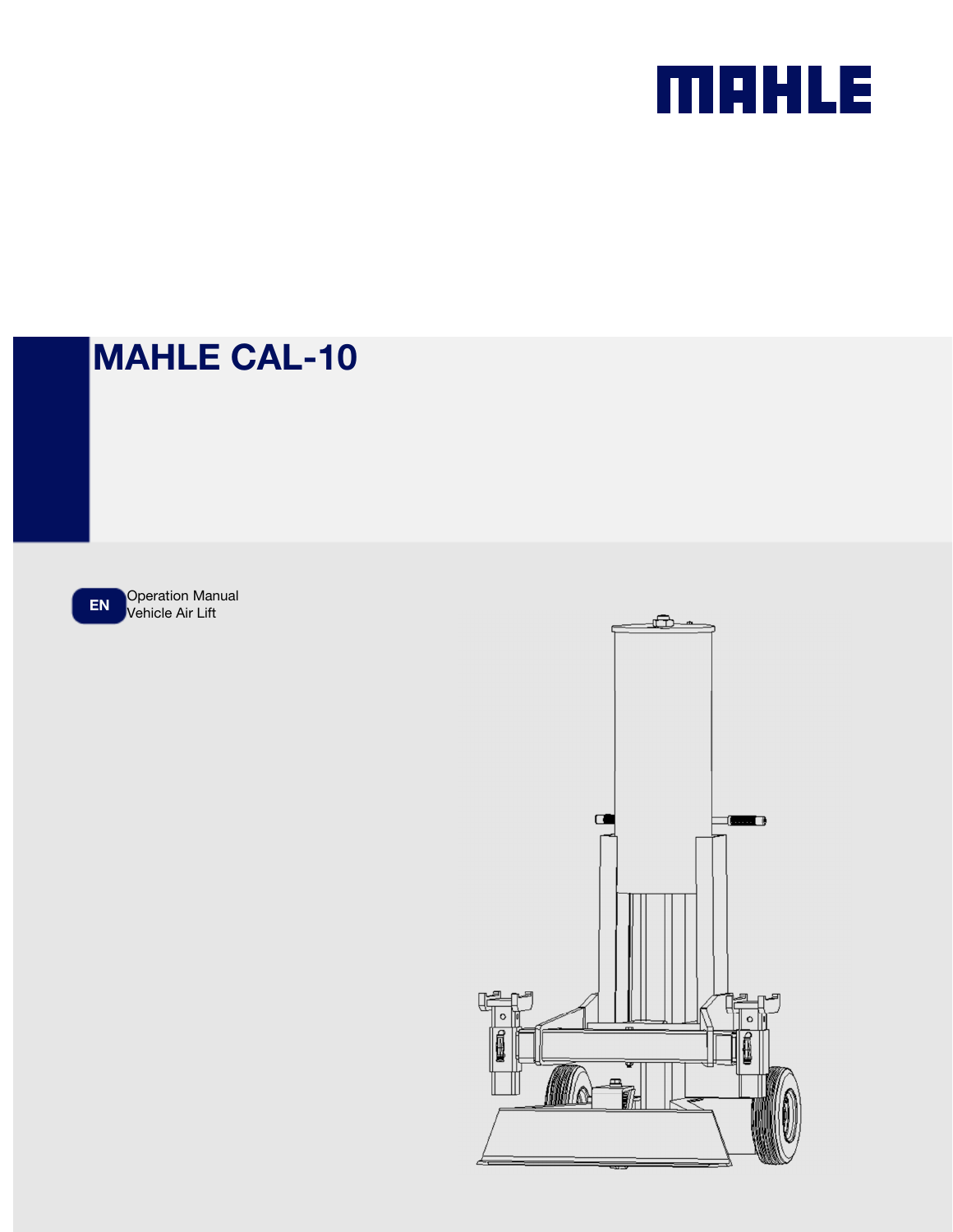MAHLE

# MAHLE CAL-10

EN

Operation Manual
Vehicle Air Lift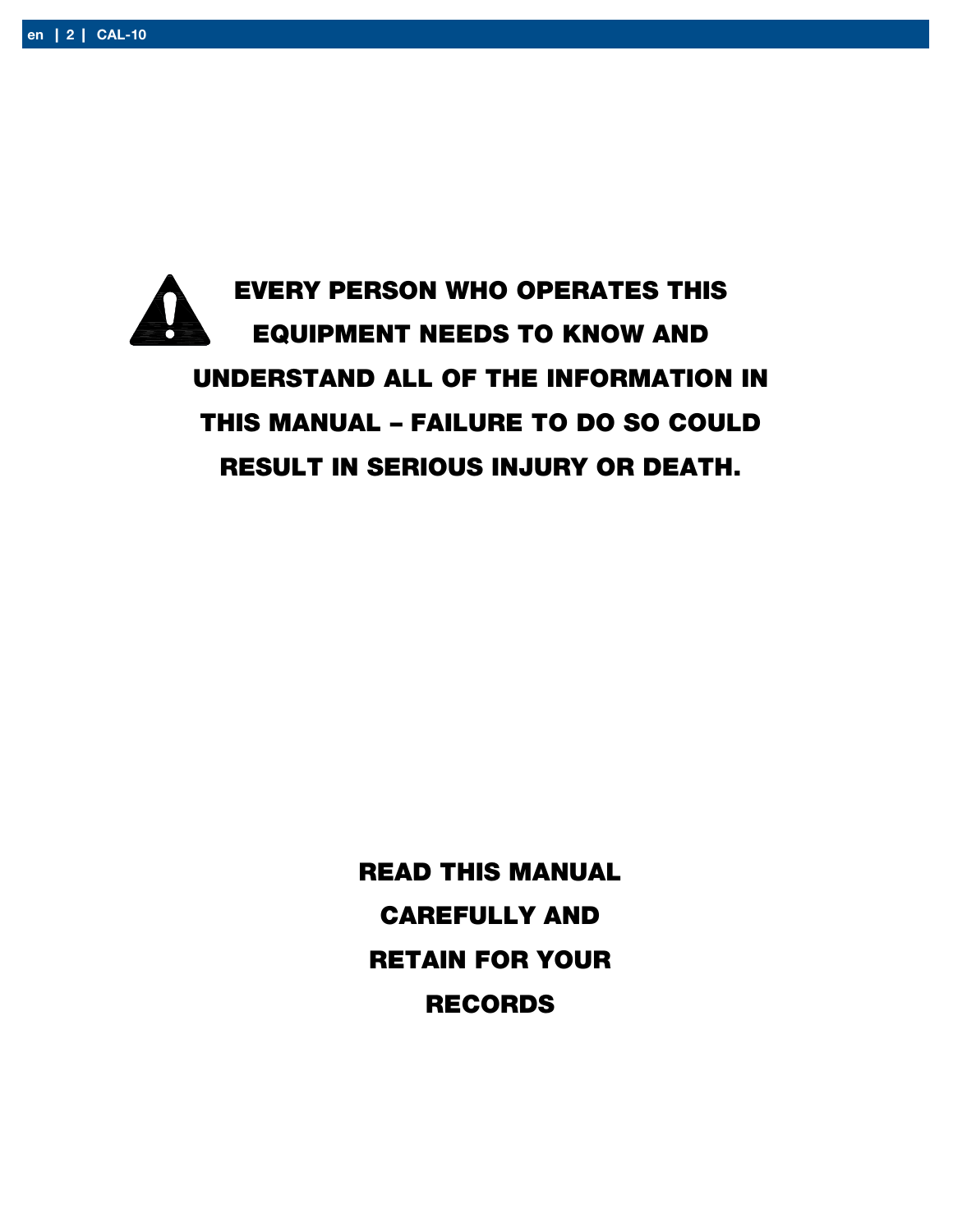**⚠ EVERY PERSON WHO OPERATES THIS EQUIPMENT NEEDS TO KNOW AND UNDERSTAND ALL OF THE INFORMATION IN THIS MANUAL – FAILURE TO DO SO COULD RESULT IN SERIOUS INJURY OR DEATH.**

**READ THIS MANUAL CAREFULLY AND RETAIN FOR YOUR RECORDS**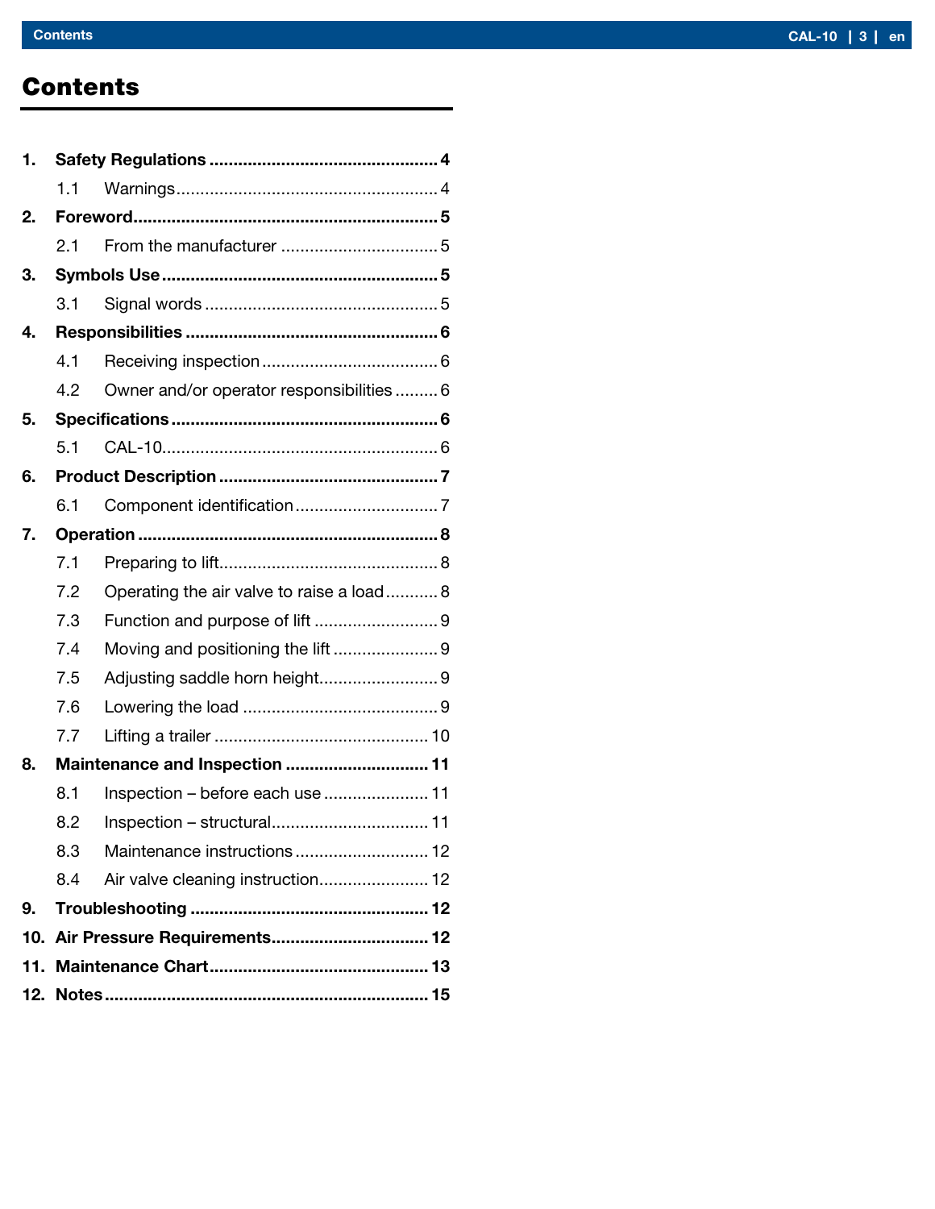# Contents

1. **Safety Regulations** ........ 4
   - 1.1 Warnings ........ 4
2. **Foreword** ........ 5
   - 2.1 From the manufacturer ........ 5
3. **Symbols Use** ........ 5
   - 3.1 Signal words ........ 5
4. **Responsibilities** ........ 6
   - 4.1 Receiving inspection ........ 6
   - 4.2 Owner and/or operator responsibilities ........ 6
5. **Specifications** ........ 6
   - 5.1 CAL-10 ........ 6
6. **Product Description** ........ 7
   - 6.1 Component identification ........ 7
7. **Operation** ........ 8
   - 7.1 Preparing to lift ........ 8
   - 7.2 Operating the air valve to raise a load ........ 8
   - 7.3 Function and purpose of lift ........ 9
   - 7.4 Moving and positioning the lift ........ 9
   - 7.5 Adjusting saddle horn height ........ 9
   - 7.6 Lowering the load ........ 9
   - 7.7 Lifting a trailer ........ 10
8. **Maintenance and Inspection** ........ 11
   - 8.1 Inspection – before each use ........ 11
   - 8.2 Inspection – structural ........ 11
   - 8.3 Maintenance instructions ........ 12
   - 8.4 Air valve cleaning instruction ........ 12
9. **Troubleshooting** ........ 12
10. **Air Pressure Requirements** ........ 12
11. **Maintenance Chart** ........ 13
12. **Notes** ........ 15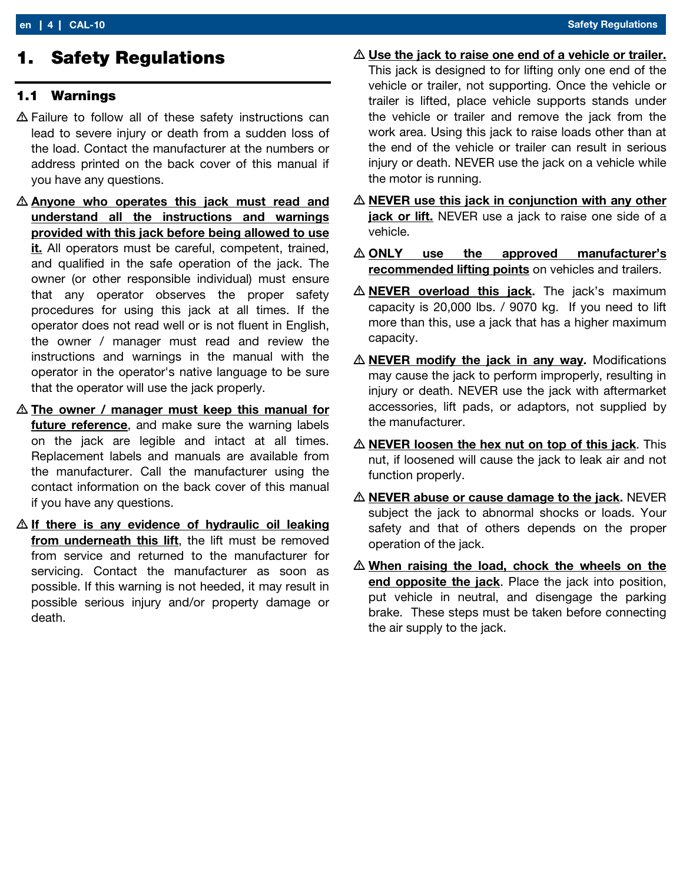# 1. Safety Regulations

## 1.1 Warnings

⚠ Failure to follow all of these safety instructions can lead to severe injury or death from a sudden loss of the load. Contact the manufacturer at the numbers or address printed on the back cover of this manual if you have any questions.

⚠ **Anyone who operates this jack must read and understand all the instructions and warnings provided with this jack before being allowed to use it.** All operators must be careful, competent, trained, and qualified in the safe operation of the jack. The owner (or other responsible individual) must ensure that any operator observes the proper safety procedures for using this jack at all times. If the operator does not read well or is not fluent in English, the owner / manager must read and review the instructions and warnings in the manual with the operator in the operator's native language to be sure that the operator will use the jack properly.

⚠ **The owner / manager must keep this manual for future reference**, and make sure the warning labels on the jack are legible and intact at all times. Replacement labels and manuals are available from the manufacturer. Call the manufacturer using the contact information on the back cover of this manual if you have any questions.

⚠ **If there is any evidence of hydraulic oil leaking from underneath this lift**, the lift must be removed from service and returned to the manufacturer for servicing. Contact the manufacturer as soon as possible. If this warning is not heeded, it may result in possible serious injury and/or property damage or death.

⚠ **Use the jack to raise one end of a vehicle or trailer.** This jack is designed to for lifting only one end of the vehicle or trailer, not supporting. Once the vehicle or trailer is lifted, place vehicle supports stands under the vehicle or trailer and remove the jack from the work area. Using this jack to raise loads other than at the end of the vehicle or trailer can result in serious injury or death. NEVER use the jack on a vehicle while the motor is running.

⚠ **NEVER use this jack in conjunction with any other jack or lift.** NEVER use a jack to raise one side of a vehicle.

⚠ **ONLY use the approved manufacturer's recommended lifting points** on vehicles and trailers.

⚠ **NEVER overload this jack.** The jack's maximum capacity is 20,000 lbs. / 9070 kg. If you need to lift more than this, use a jack that has a higher maximum capacity.

⚠ **NEVER modify the jack in any way.** Modifications may cause the jack to perform improperly, resulting in injury or death. NEVER use the jack with aftermarket accessories, lift pads, or adaptors, not supplied by the manufacturer.

⚠ **NEVER loosen the hex nut on top of this jack**. This nut, if loosened will cause the jack to leak air and not function properly.

⚠ **NEVER abuse or cause damage to the jack.** NEVER subject the jack to abnormal shocks or loads. Your safety and that of others depends on the proper operation of the jack.

⚠ **When raising the load, chock the wheels on the end opposite the jack**. Place the jack into position, put vehicle in neutral, and disengage the parking brake. These steps must be taken before connecting the air supply to the jack.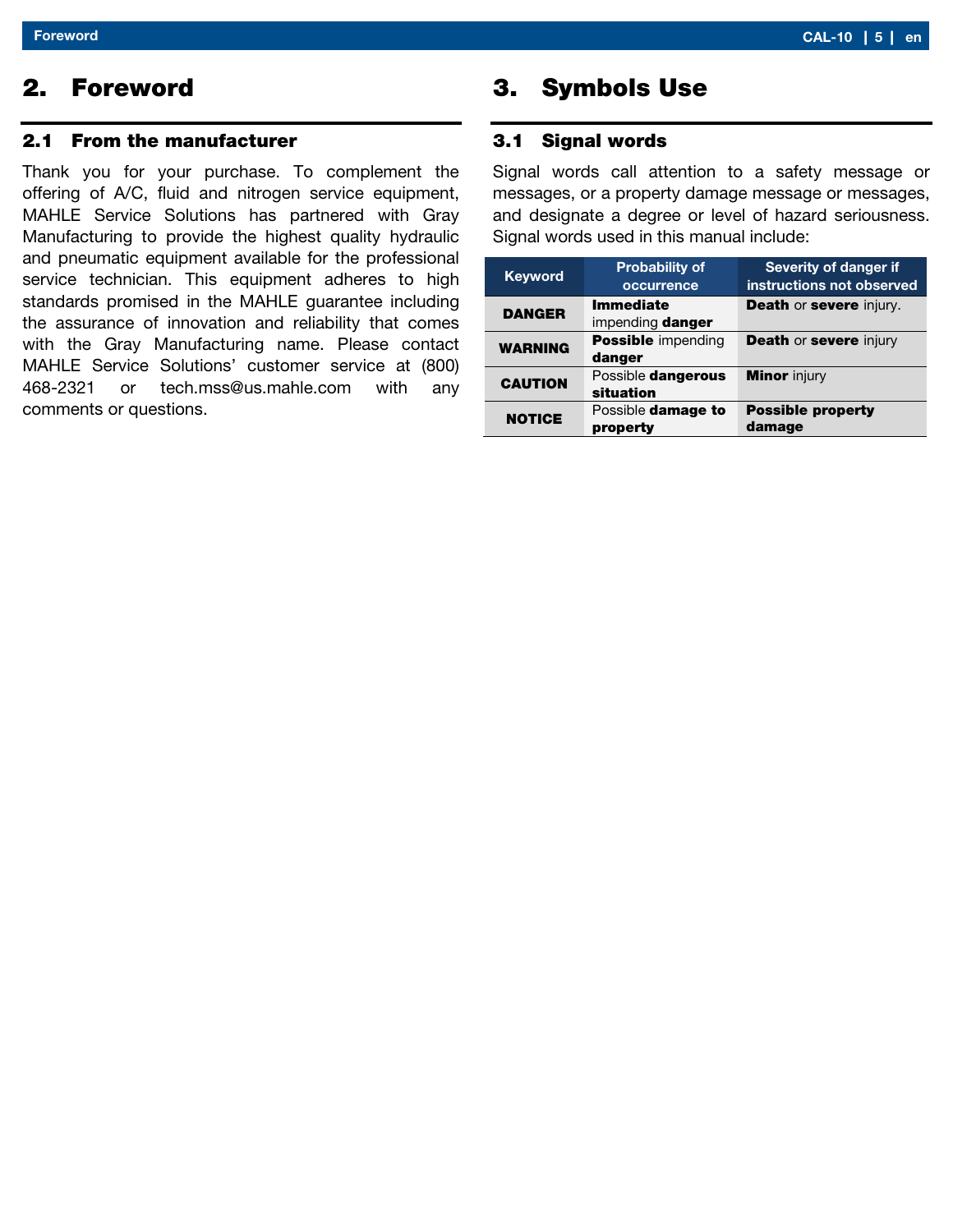# 2. Foreword

## 2.1 From the manufacturer

Thank you for your purchase. To complement the offering of A/C, fluid and nitrogen service equipment, MAHLE Service Solutions has partnered with Gray Manufacturing to provide the highest quality hydraulic and pneumatic equipment available for the professional service technician. This equipment adheres to high standards promised in the MAHLE guarantee including the assurance of innovation and reliability that comes with the Gray Manufacturing name. Please contact MAHLE Service Solutions' customer service at (800) 468-2321 or tech.mss@us.mahle.com with any comments or questions.

# 3. Symbols Use

## 3.1 Signal words

Signal words call attention to a safety message or messages, or a property damage message or messages, and designate a degree or level of hazard seriousness. Signal words used in this manual include:

| Keyword | Probability of occurrence | Severity of danger if instructions not observed |
|---|---|---|
| **DANGER** | **Immediate** impending **danger** | **Death** or **severe** injury. |
| **WARNING** | **Possible** impending **danger** | **Death** or **severe** injury |
| **CAUTION** | Possible **dangerous situation** | **Minor** injury |
| **NOTICE** | Possible **damage to property** | **Possible property damage** |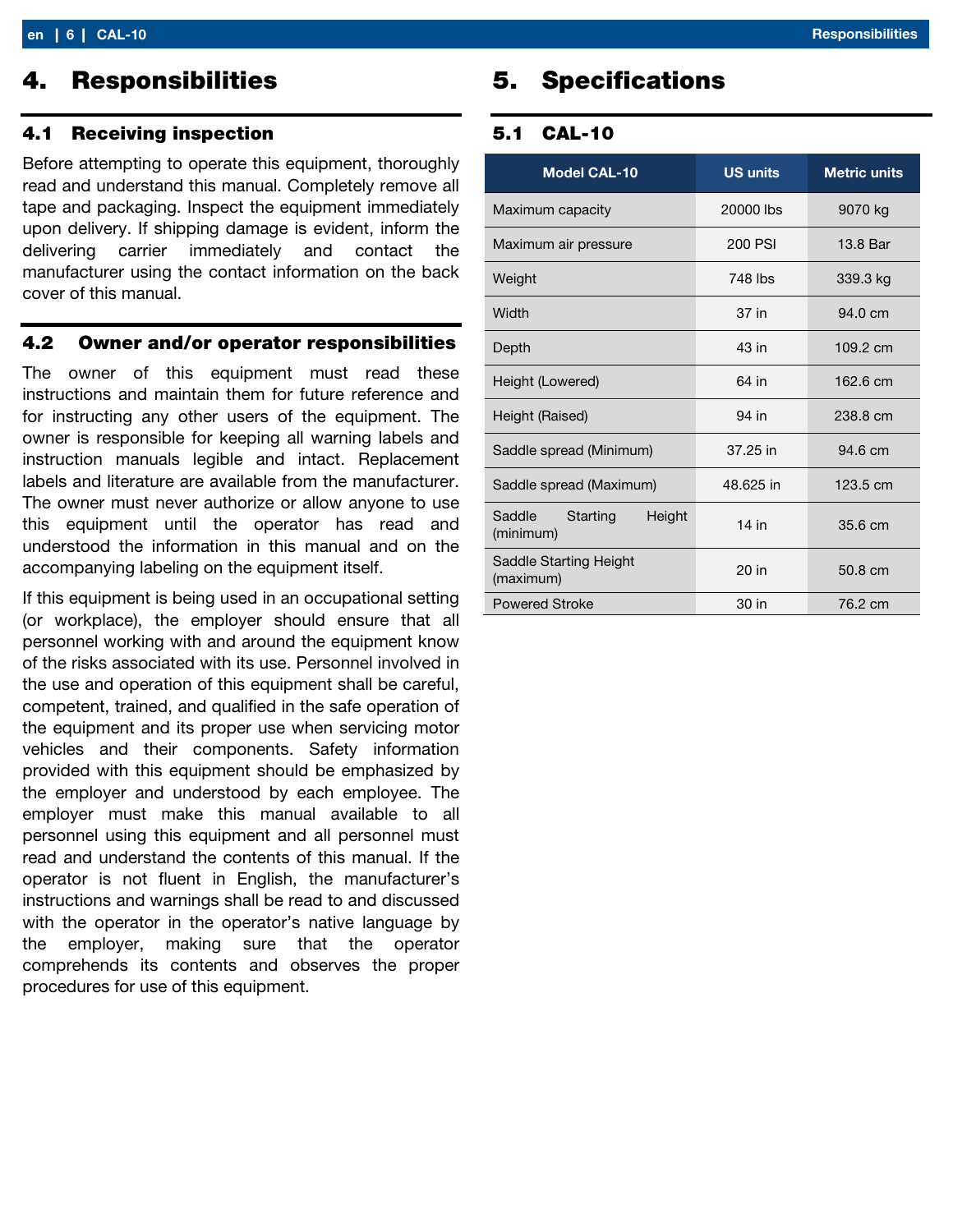# 4. Responsibilities

## 4.1 Receiving inspection

Before attempting to operate this equipment, thoroughly read and understand this manual. Completely remove all tape and packaging. Inspect the equipment immediately upon delivery. If shipping damage is evident, inform the delivering carrier immediately and contact the manufacturer using the contact information on the back cover of this manual.

## 4.2 Owner and/or operator responsibilities

The owner of this equipment must read these instructions and maintain them for future reference and for instructing any other users of the equipment. The owner is responsible for keeping all warning labels and instruction manuals legible and intact. Replacement labels and literature are available from the manufacturer. The owner must never authorize or allow anyone to use this equipment until the operator has read and understood the information in this manual and on the accompanying labeling on the equipment itself.

If this equipment is being used in an occupational setting (or workplace), the employer should ensure that all personnel working with and around the equipment know of the risks associated with its use. Personnel involved in the use and operation of this equipment shall be careful, competent, trained, and qualified in the safe operation of the equipment and its proper use when servicing motor vehicles and their components. Safety information provided with this equipment should be emphasized by the employer and understood by each employee. The employer must make this manual available to all personnel using this equipment and all personnel must read and understand the contents of this manual. If the operator is not fluent in English, the manufacturer's instructions and warnings shall be read to and discussed with the operator in the operator's native language by the employer, making sure that the operator comprehends its contents and observes the proper procedures for use of this equipment.

# 5. Specifications

## 5.1 CAL-10

| Model CAL-10 | US units | Metric units |
|---|---|---|
| Maximum capacity | 20000 lbs | 9070 kg |
| Maximum air pressure | 200 PSI | 13.8 Bar |
| Weight | 748 lbs | 339.3 kg |
| Width | 37 in | 94.0 cm |
| Depth | 43 in | 109.2 cm |
| Height (Lowered) | 64 in | 162.6 cm |
| Height (Raised) | 94 in | 238.8 cm |
| Saddle spread (Minimum) | 37.25 in | 94.6 cm |
| Saddle spread (Maximum) | 48.625 in | 123.5 cm |
| Saddle Starting Height (minimum) | 14 in | 35.6 cm |
| Saddle Starting Height (maximum) | 20 in | 50.8 cm |
| Powered Stroke | 30 in | 76.2 cm |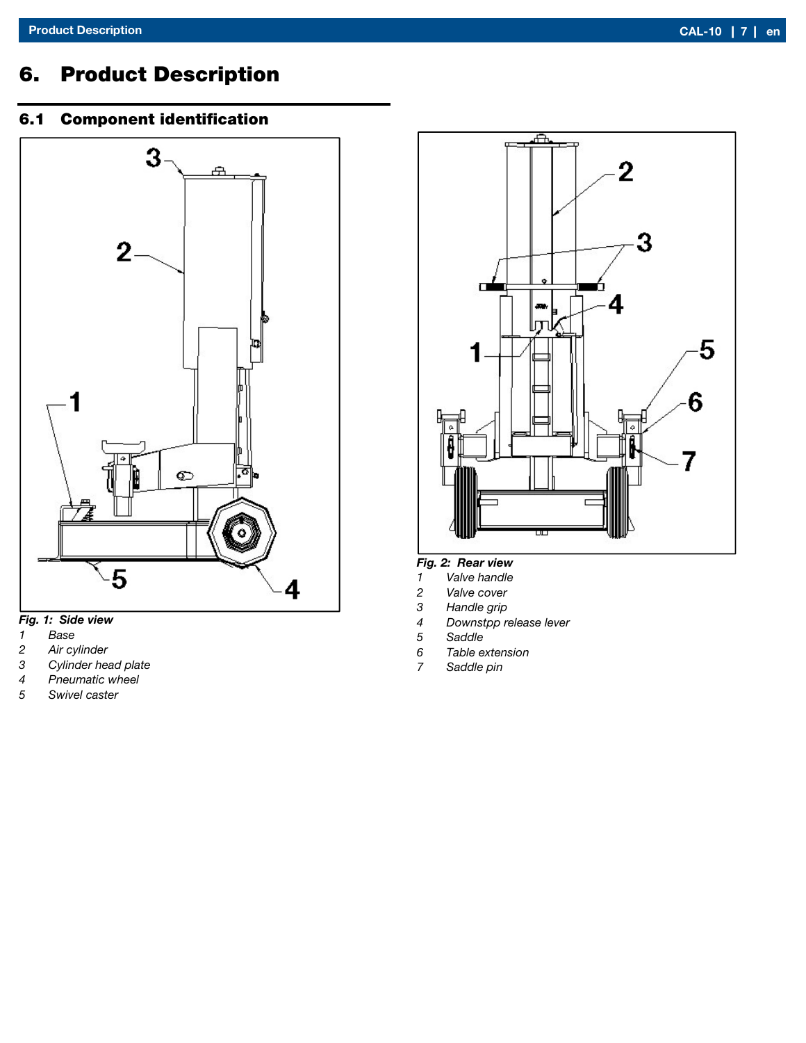# 6. Product Description

## 6.1 Component identification

*Fig. 1: Side view*

1 Base
2 Air cylinder
3 Cylinder head plate
4 Pneumatic wheel
5 Swivel caster

*Fig. 2: Rear view*

1 Valve handle
2 Valve cover
3 Handle grip
4 Downstpp release lever
5 Saddle
6 Table extension
7 Saddle pin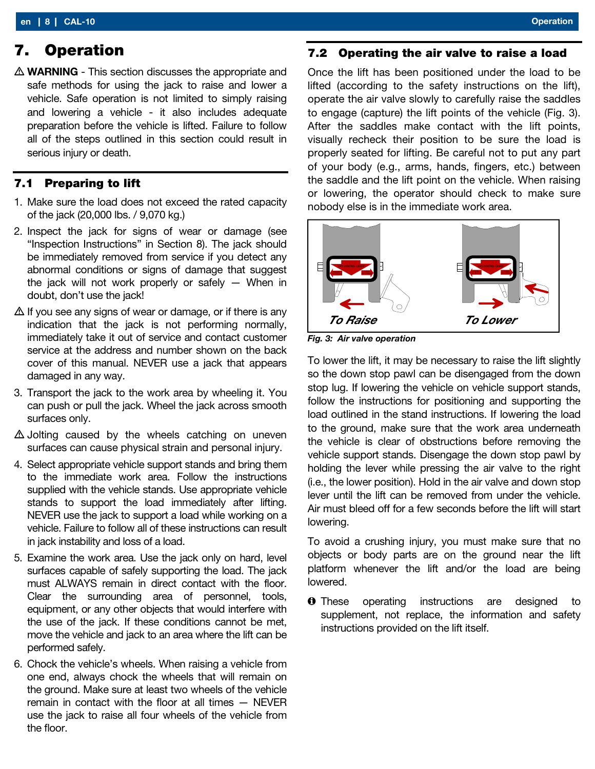# 7. Operation

⚠ **WARNING** - This section discusses the appropriate and safe methods for using the jack to raise and lower a vehicle. Safe operation is not limited to simply raising and lowering a vehicle - it also includes adequate preparation before the vehicle is lifted. Failure to follow all of the steps outlined in this section could result in serious injury or death.

## 7.1 Preparing to lift

1. Make sure the load does not exceed the rated capacity of the jack (20,000 lbs. / 9,070 kg.)
2. Inspect the jack for signs of wear or damage (see "Inspection Instructions" in Section 8). The jack should be immediately removed from service if you detect any abnormal conditions or signs of damage that suggest the jack will not work properly or safely — When in doubt, don't use the jack!

⚠ If you see any signs of wear or damage, or if there is any indication that the jack is not performing normally, immediately take it out of service and contact customer service at the address and number shown on the back cover of this manual. NEVER use a jack that appears damaged in any way.

3. Transport the jack to the work area by wheeling it. You can push or pull the jack. Wheel the jack across smooth surfaces only.

⚠ Jolting caused by the wheels catching on uneven surfaces can cause physical strain and personal injury.

4. Select appropriate vehicle support stands and bring them to the immediate work area. Follow the instructions supplied with the vehicle stands. Use appropriate vehicle stands to support the load immediately after lifting. NEVER use the jack to support a load while working on a vehicle. Failure to follow all of these instructions can result in jack instability and loss of a load.
5. Examine the work area. Use the jack only on hard, level surfaces capable of safely supporting the load. The jack must ALWAYS remain in direct contact with the floor. Clear the surrounding area of personnel, tools, equipment, or any other objects that would interfere with the use of the jack. If these conditions cannot be met, move the vehicle and jack to an area where the lift can be performed safely.
6. Chock the vehicle's wheels. When raising a vehicle from one end, always chock the wheels that will remain on the ground. Make sure at least two wheels of the vehicle remain in contact with the floor at all times — NEVER use the jack to raise all four wheels of the vehicle from the floor.

## 7.2 Operating the air valve to raise a load

Once the lift has been positioned under the load to be lifted (according to the safety instructions on the lift), operate the air valve slowly to carefully raise the saddles to engage (capture) the lift points of the vehicle (Fig. 3). After the saddles make contact with the lift points, visually recheck their position to be sure the load is properly seated for lifting. Be careful not to put any part of your body (e.g., arms, hands, fingers, etc.) between the saddle and the lift point on the vehicle. When raising or lowering, the operator should check to make sure nobody else is in the immediate work area.

To Raise    To Lower

*Fig. 3: Air valve operation*

To lower the lift, it may be necessary to raise the lift slightly so the down stop pawl can be disengaged from the down stop lug. If lowering the vehicle on vehicle support stands, follow the instructions for positioning and supporting the load outlined in the stand instructions. If lowering the load to the ground, make sure that the work area underneath the vehicle is clear of obstructions before removing the vehicle support stands. Disengage the down stop pawl by holding the lever while pressing the air valve to the right (i.e., the lower position). Hold in the air valve and down stop lever until the lift can be removed from under the vehicle. Air must bleed off for a few seconds before the lift will start lowering.

To avoid a crushing injury, you must make sure that no objects or body parts are on the ground near the lift platform whenever the lift and/or the load are being lowered.

ℹ These operating instructions are designed to supplement, not replace, the information and safety instructions provided on the lift itself.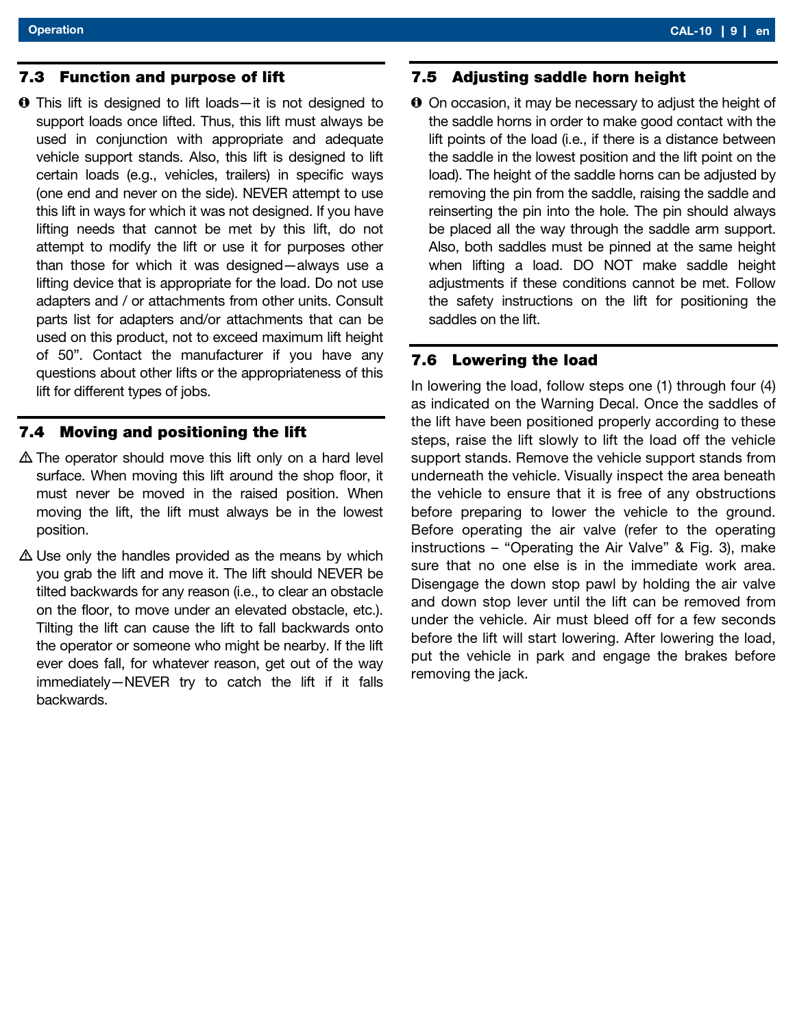## 7.3 Function and purpose of lift

ℹ This lift is designed to lift loads—it is not designed to support loads once lifted. Thus, this lift must always be used in conjunction with appropriate and adequate vehicle support stands. Also, this lift is designed to lift certain loads (e.g., vehicles, trailers) in specific ways (one end and never on the side). NEVER attempt to use this lift in ways for which it was not designed. If you have lifting needs that cannot be met by this lift, do not attempt to modify the lift or use it for purposes other than those for which it was designed—always use a lifting device that is appropriate for the load. Do not use adapters and / or attachments from other units. Consult parts list for adapters and/or attachments that can be used on this product, not to exceed maximum lift height of 50". Contact the manufacturer if you have any questions about other lifts or the appropriateness of this lift for different types of jobs.

## 7.4 Moving and positioning the lift

⚠ The operator should move this lift only on a hard level surface. When moving this lift around the shop floor, it must never be moved in the raised position. When moving the lift, the lift must always be in the lowest position.

⚠ Use only the handles provided as the means by which you grab the lift and move it. The lift should NEVER be tilted backwards for any reason (i.e., to clear an obstacle on the floor, to move under an elevated obstacle, etc.). Tilting the lift can cause the lift to fall backwards onto the operator or someone who might be nearby. If the lift ever does fall, for whatever reason, get out of the way immediately—NEVER try to catch the lift if it falls backwards.

## 7.5 Adjusting saddle horn height

ℹ On occasion, it may be necessary to adjust the height of the saddle horns in order to make good contact with the lift points of the load (i.e., if there is a distance between the saddle in the lowest position and the lift point on the load). The height of the saddle horns can be adjusted by removing the pin from the saddle, raising the saddle and reinserting the pin into the hole. The pin should always be placed all the way through the saddle arm support. Also, both saddles must be pinned at the same height when lifting a load. DO NOT make saddle height adjustments if these conditions cannot be met. Follow the safety instructions on the lift for positioning the saddles on the lift.

## 7.6 Lowering the load

In lowering the load, follow steps one (1) through four (4) as indicated on the Warning Decal. Once the saddles of the lift have been positioned properly according to these steps, raise the lift slowly to lift the load off the vehicle support stands. Remove the vehicle support stands from underneath the vehicle. Visually inspect the area beneath the vehicle to ensure that it is free of any obstructions before preparing to lower the vehicle to the ground. Before operating the air valve (refer to the operating instructions – "Operating the Air Valve" & Fig. 3), make sure that no one else is in the immediate work area. Disengage the down stop pawl by holding the air valve and down stop lever until the lift can be removed from under the vehicle. Air must bleed off for a few seconds before the lift will start lowering. After lowering the load, put the vehicle in park and engage the brakes before removing the jack.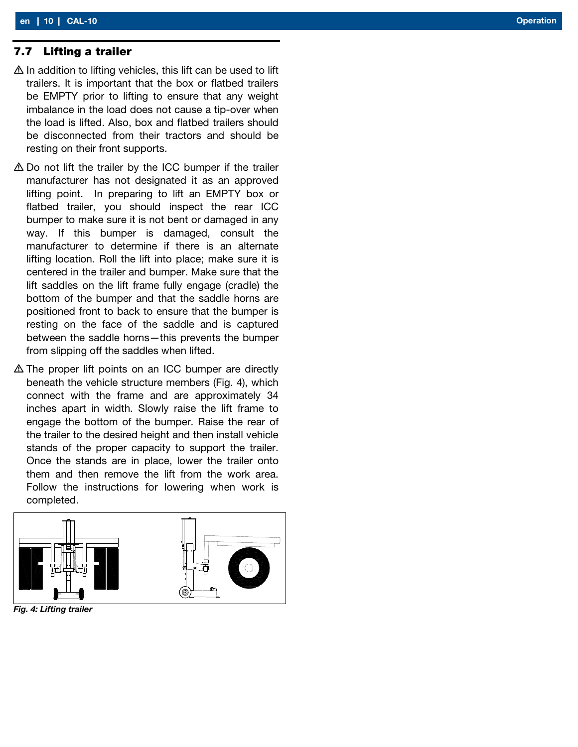## 7.7 Lifting a trailer

⚠ In addition to lifting vehicles, this lift can be used to lift trailers. It is important that the box or flatbed trailers be EMPTY prior to lifting to ensure that any weight imbalance in the load does not cause a tip-over when the load is lifted. Also, box and flatbed trailers should be disconnected from their tractors and should be resting on their front supports.

⚠ Do not lift the trailer by the ICC bumper if the trailer manufacturer has not designated it as an approved lifting point. In preparing to lift an EMPTY box or flatbed trailer, you should inspect the rear ICC bumper to make sure it is not bent or damaged in any way. If this bumper is damaged, consult the manufacturer to determine if there is an alternate lifting location. Roll the lift into place; make sure it is centered in the trailer and bumper. Make sure that the lift saddles on the lift frame fully engage (cradle) the bottom of the bumper and that the saddle horns are positioned front to back to ensure that the bumper is resting on the face of the saddle and is captured between the saddle horns—this prevents the bumper from slipping off the saddles when lifted.

⚠ The proper lift points on an ICC bumper are directly beneath the vehicle structure members (Fig. 4), which connect with the frame and are approximately 34 inches apart in width. Slowly raise the lift frame to engage the bottom of the bumper. Raise the rear of the trailer to the desired height and then install vehicle stands of the proper capacity to support the trailer. Once the stands are in place, lower the trailer onto them and then remove the lift from the work area. Follow the instructions for lowering when work is completed.

*Fig. 4: Lifting trailer*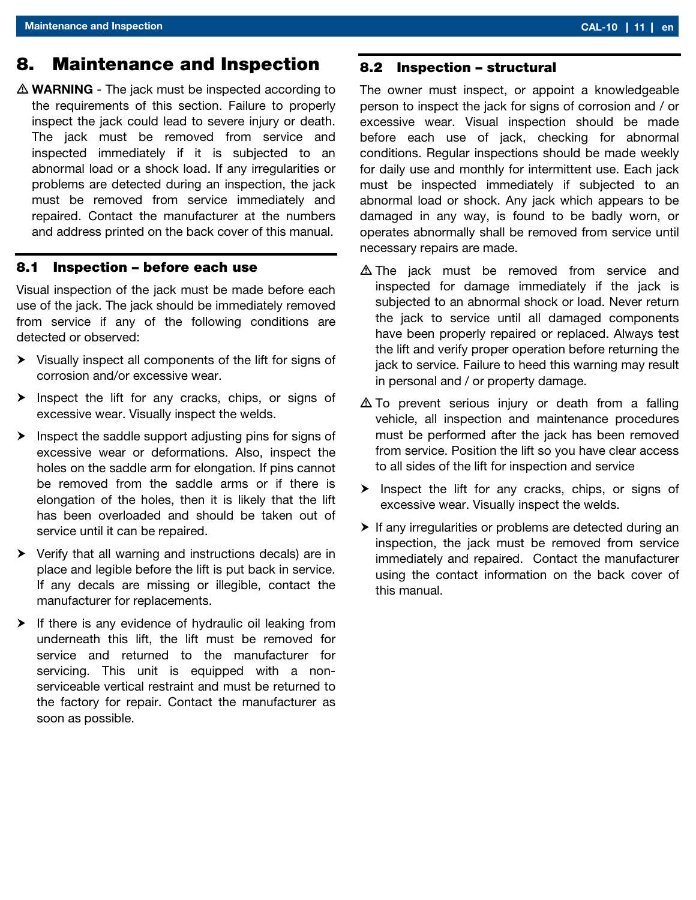# 8. Maintenance and Inspection

⚠ **WARNING** - The jack must be inspected according to the requirements of this section. Failure to properly inspect the jack could lead to severe injury or death. The jack must be removed from service and inspected immediately if it is subjected to an abnormal load or a shock load. If any irregularities or problems are detected during an inspection, the jack must be removed from service immediately and repaired. Contact the manufacturer at the numbers and address printed on the back cover of this manual.

## 8.1 Inspection – before each use

Visual inspection of the jack must be made before each use of the jack. The jack should be immediately removed from service if any of the following conditions are detected or observed:

- Visually inspect all components of the lift for signs of corrosion and/or excessive wear.
- Inspect the lift for any cracks, chips, or signs of excessive wear. Visually inspect the welds.
- Inspect the saddle support adjusting pins for signs of excessive wear or deformations. Also, inspect the holes on the saddle arm for elongation. If pins cannot be removed from the saddle arms or if there is elongation of the holes, then it is likely that the lift has been overloaded and should be taken out of service until it can be repaired.
- Verify that all warning and instructions decals) are in place and legible before the lift is put back in service. If any decals are missing or illegible, contact the manufacturer for replacements.
- If there is any evidence of hydraulic oil leaking from underneath this lift, the lift must be removed for service and returned to the manufacturer for servicing. This unit is equipped with a non-serviceable vertical restraint and must be returned to the factory for repair. Contact the manufacturer as soon as possible.

## 8.2 Inspection – structural

The owner must inspect, or appoint a knowledgeable person to inspect the jack for signs of corrosion and / or excessive wear. Visual inspection should be made before each use of jack, checking for abnormal conditions. Regular inspections should be made weekly for daily use and monthly for intermittent use. Each jack must be inspected immediately if subjected to an abnormal load or shock. Any jack which appears to be damaged in any way, is found to be badly worn, or operates abnormally shall be removed from service until necessary repairs are made.

⚠ The jack must be removed from service and inspected for damage immediately if the jack is subjected to an abnormal shock or load. Never return the jack to service until all damaged components have been properly repaired or replaced. Always test the lift and verify proper operation before returning the jack to service. Failure to heed this warning may result in personal and / or property damage.

⚠ To prevent serious injury or death from a falling vehicle, all inspection and maintenance procedures must be performed after the jack has been removed from service. Position the lift so you have clear access to all sides of the lift for inspection and service

- Inspect the lift for any cracks, chips, or signs of excessive wear. Visually inspect the welds.
- If any irregularities or problems are detected during an inspection, the jack must be removed from service immediately and repaired. Contact the manufacturer using the contact information on the back cover of this manual.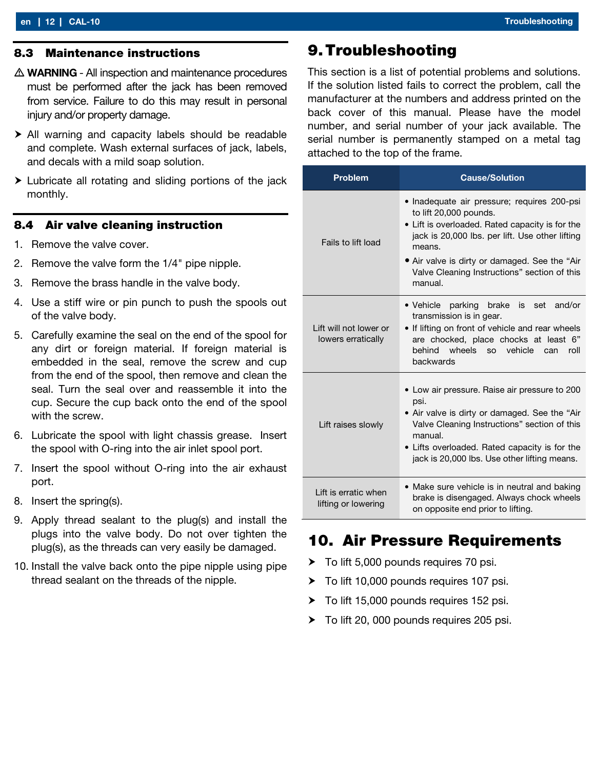### 8.3 Maintenance instructions

⚠ **WARNING** - All inspection and maintenance procedures must be performed after the jack has been removed from service. Failure to do this may result in personal injury and/or property damage.

- All warning and capacity labels should be readable and complete. Wash external surfaces of jack, labels, and decals with a mild soap solution.
- Lubricate all rotating and sliding portions of the jack monthly.

### 8.4 Air valve cleaning instruction

1. Remove the valve cover.
2. Remove the valve form the 1/4" pipe nipple.
3. Remove the brass handle in the valve body.
4. Use a stiff wire or pin punch to push the spools out of the valve body.
5. Carefully examine the seal on the end of the spool for any dirt or foreign material. If foreign material is embedded in the seal, remove the screw and cup from the end of the spool, then remove and clean the seal. Turn the seal over and reassemble it into the cup. Secure the cup back onto the end of the spool with the screw.
6. Lubricate the spool with light chassis grease. Insert the spool with O-ring into the air inlet spool port.
7. Insert the spool without O-ring into the air exhaust port.
8. Insert the spring(s).
9. Apply thread sealant to the plug(s) and install the plugs into the valve body. Do not over tighten the plug(s), as the threads can very easily be damaged.
10. Install the valve back onto the pipe nipple using pipe thread sealant on the threads of the nipple.

# 9. Troubleshooting

This section is a list of potential problems and solutions. If the solution listed fails to correct the problem, call the manufacturer at the numbers and address printed on the back cover of this manual. Please have the model number, and serial number of your jack available. The serial number is permanently stamped on a metal tag attached to the top of the frame.

| Problem | Cause/Solution |
|---|---|
| Fails to lift load | • Inadequate air pressure; requires 200-psi to lift 20,000 pounds.<br>• Lift is overloaded. Rated capacity is for the jack is 20,000 lbs. per lift. Use other lifting means.<br>• Air valve is dirty or damaged. See the “Air Valve Cleaning Instructions” section of this manual. |
| Lift will not lower or lowers erratically | • Vehicle parking brake is set and/or transmission is in gear.<br>• If lifting on front of vehicle and rear wheels are chocked, place chocks at least 6” behind wheels so vehicle can roll backwards |
| Lift raises slowly | • Low air pressure. Raise air pressure to 200 psi.<br>• Air valve is dirty or damaged. See the “Air Valve Cleaning Instructions” section of this manual.<br>• Lifts overloaded. Rated capacity is for the jack is 20,000 lbs. Use other lifting means. |
| Lift is erratic when lifting or lowering | • Make sure vehicle is in neutral and baking brake is disengaged. Always chock wheels on opposite end prior to lifting. |

# 10. Air Pressure Requirements

- To lift 5,000 pounds requires 70 psi.
- To lift 10,000 pounds requires 107 psi.
- To lift 15,000 pounds requires 152 psi.
- To lift 20, 000 pounds requires 205 psi.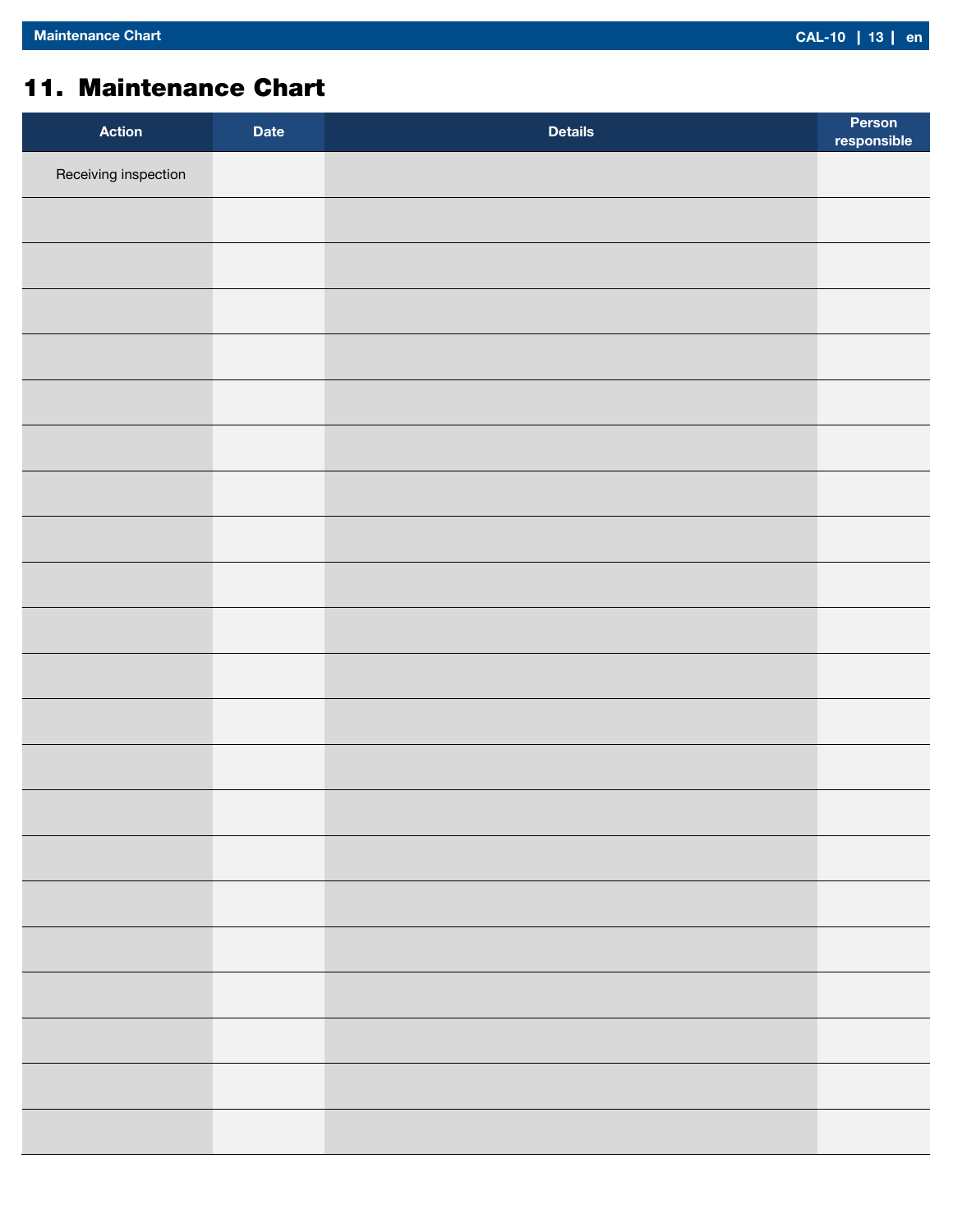## 11. Maintenance Chart

| Action | Date | Details | Person responsible |
|---|---|---|---|
| Receiving inspection | | | |
| | | | |
| | | | |
| | | | |
| | | | |
| | | | |
| | | | |
| | | | |
| | | | |
| | | | |
| | | | |
| | | | |
| | | | |
| | | | |
| | | | |
| | | | |
| | | | |
| | | | |
| | | | |
| | | | |
| | | | |
| | | | |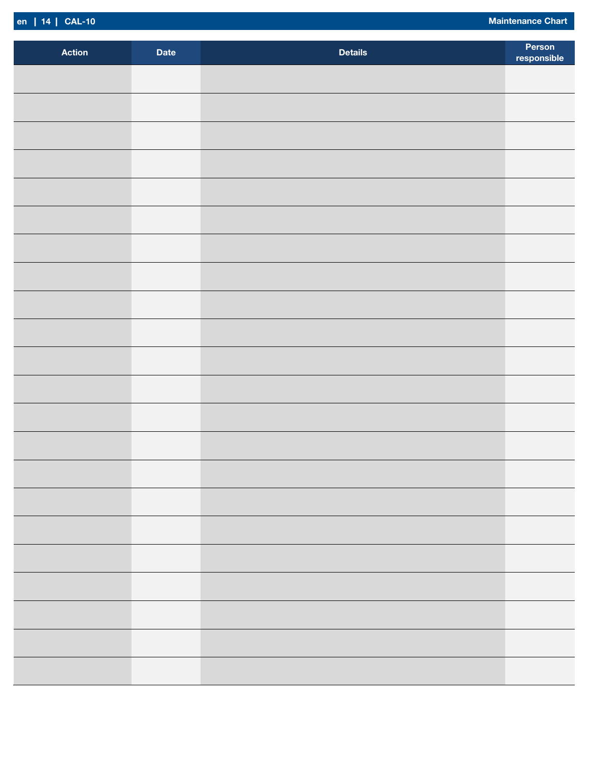| Action | Date | Details | Person responsible |
|---|---|---|---|
| | | | |
| | | | |
| | | | |
| | | | |
| | | | |
| | | | |
| | | | |
| | | | |
| | | | |
| | | | |
| | | | |
| | | | |
| | | | |
| | | | |
| | | | |
| | | | |
| | | | |
| | | | |
| | | | |
| | | | |
| | | | |
| | | | |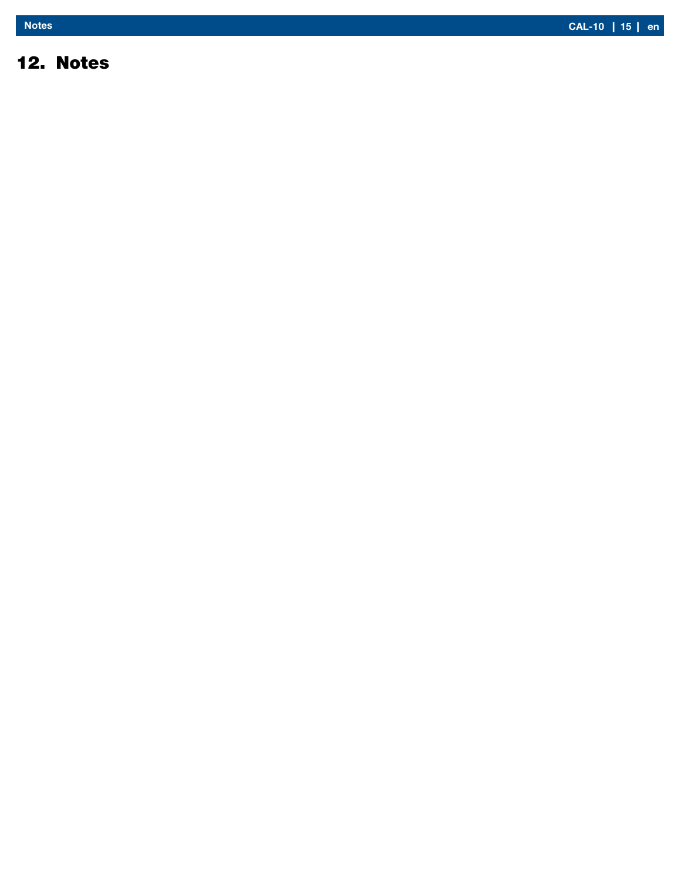## 12. Notes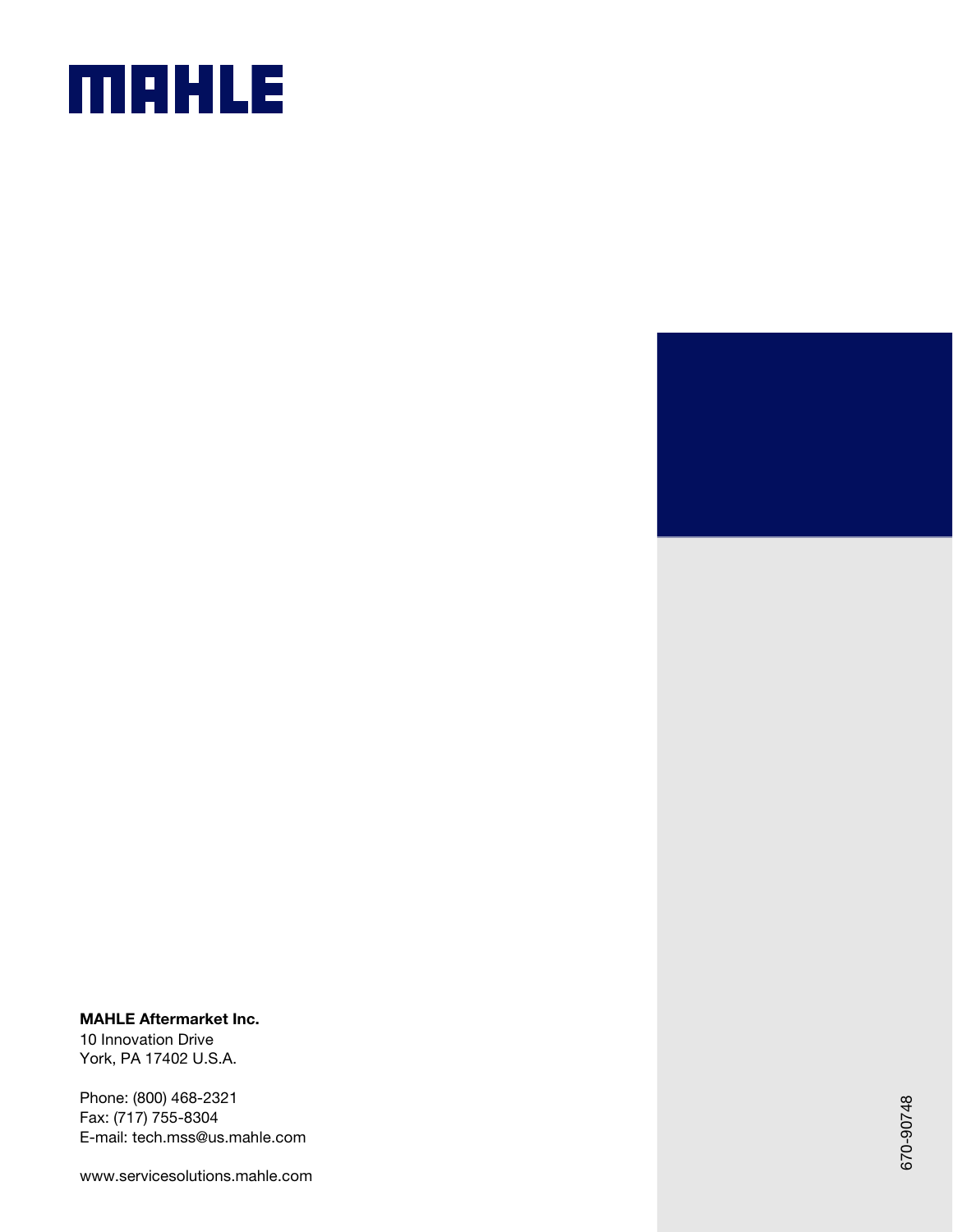MAHLE

**MAHLE Aftermarket Inc.**
10 Innovation Drive
York, PA 17402 U.S.A.

Phone: (800) 468-2321
Fax: (717) 755-8304
E-mail: tech.mss@us.mahle.com

www.servicesolutions.mahle.com

670-90748